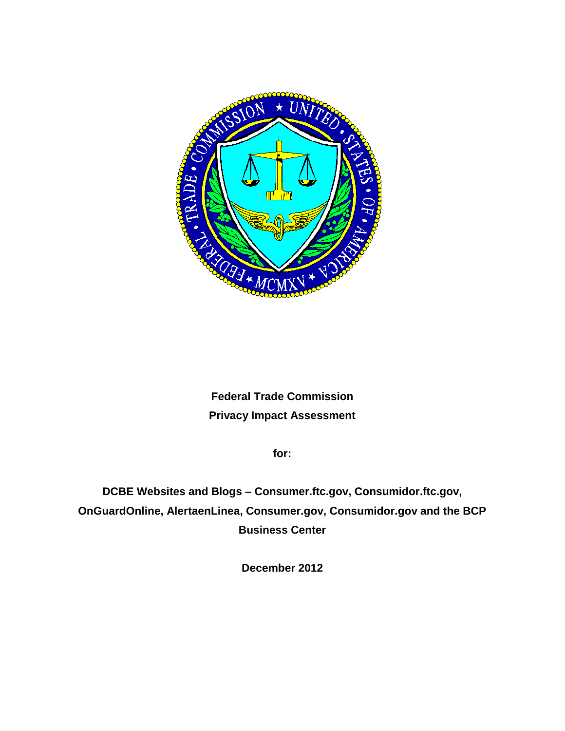**Federal Trade Commission**

**Privacy Impact Assessment**

**for:**

**DCBE Websites and Blogs – Consumer.ftc.gov, Consumidor.ftc.gov, OnGuardOnline, AlertaenLinea, Consumer.gov, Consumidor.gov and the BCP Business Center**

**December 2012**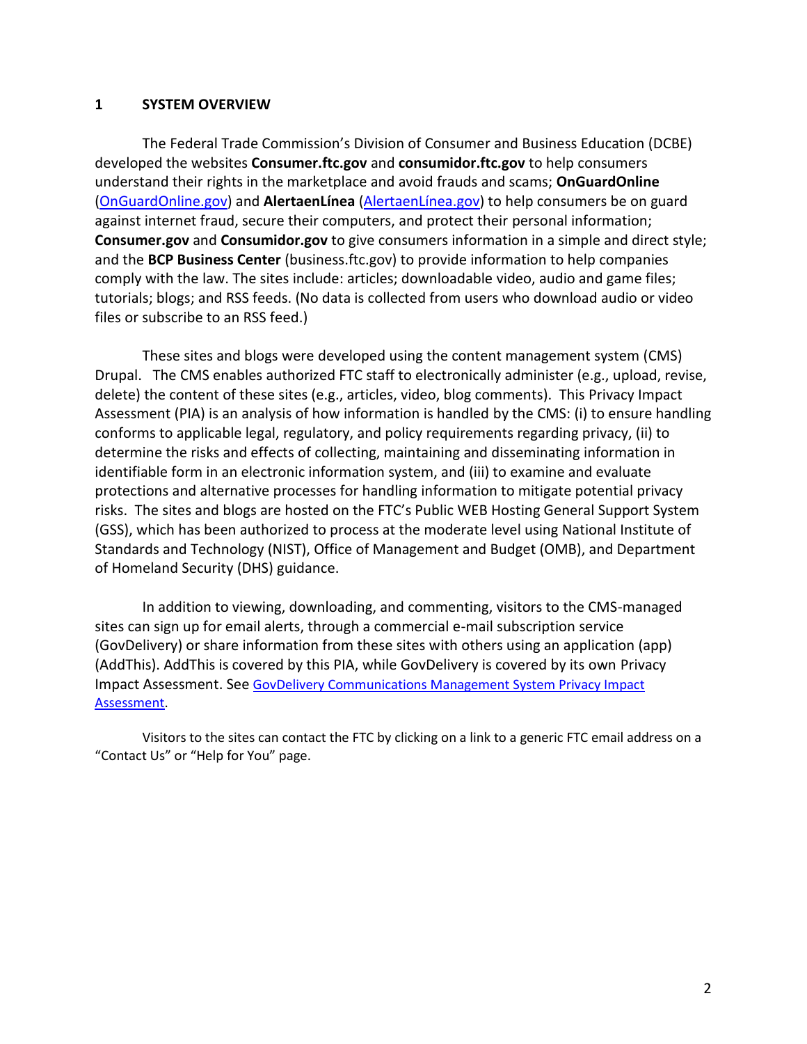## 1 SYSTEM OVERVIEW

The Federal Trade Commission's Division of Consumer and Business Education (DCBE) developed the websites **Consumer.ftc.gov** and **consumidor.ftc.gov** to help consumers understand their rights in the marketplace and avoid frauds and scams; **OnGuardOnline** (OnGuardOnline.gov) and **AlertaenLínea** (AlertaenLínea.gov) to help consumers be on guard against internet fraud, secure their computers, and protect their personal information; **Consumer.gov** and **Consumidor.gov** to give consumers information in a simple and direct style; and the **BCP Business Center** (business.ftc.gov) to provide information to help companies comply with the law. The sites include: articles; downloadable video, audio and game files; tutorials; blogs; and RSS feeds. (No data is collected from users who download audio or video files or subscribe to an RSS feed.)

These sites and blogs were developed using the content management system (CMS) Drupal. The CMS enables authorized FTC staff to electronically administer (e.g., upload, revise, delete) the content of these sites (e.g., articles, video, blog comments). This Privacy Impact Assessment (PIA) is an analysis of how information is handled by the CMS: (i) to ensure handling conforms to applicable legal, regulatory, and policy requirements regarding privacy, (ii) to determine the risks and effects of collecting, maintaining and disseminating information in identifiable form in an electronic information system, and (iii) to examine and evaluate protections and alternative processes for handling information to mitigate potential privacy risks. The sites and blogs are hosted on the FTC's Public WEB Hosting General Support System (GSS), which has been authorized to process at the moderate level using National Institute of Standards and Technology (NIST), Office of Management and Budget (OMB), and Department of Homeland Security (DHS) guidance.

In addition to viewing, downloading, and commenting, visitors to the CMS-managed sites can sign up for email alerts, through a commercial e-mail subscription service (GovDelivery) or share information from these sites with others using an application (app) (AddThis). AddThis is covered by this PIA, while GovDelivery is covered by its own Privacy Impact Assessment. See GovDelivery Communications Management System Privacy Impact Assessment.

Visitors to the sites can contact the FTC by clicking on a link to a generic FTC email address on a "Contact Us" or "Help for You" page.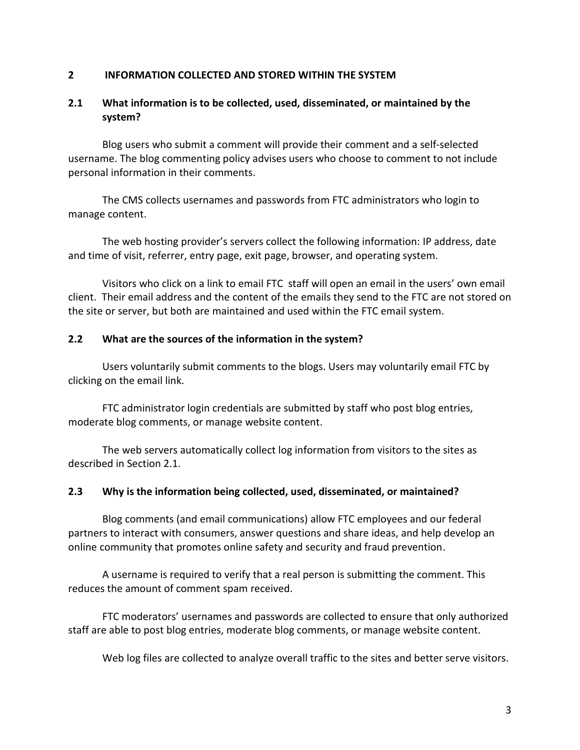## 2 INFORMATION COLLECTED AND STORED WITHIN THE SYSTEM

### 2.1 What information is to be collected, used, disseminated, or maintained by the system?

Blog users who submit a comment will provide their comment and a self-selected username. The blog commenting policy advises users who choose to comment to not include personal information in their comments.

The CMS collects usernames and passwords from FTC administrators who login to manage content.

The web hosting provider's servers collect the following information: IP address, date and time of visit, referrer, entry page, exit page, browser, and operating system.

Visitors who click on a link to email FTC staff will open an email in the users' own email client. Their email address and the content of the emails they send to the FTC are not stored on the site or server, but both are maintained and used within the FTC email system.

### 2.2 What are the sources of the information in the system?

Users voluntarily submit comments to the blogs. Users may voluntarily email FTC by clicking on the email link.

FTC administrator login credentials are submitted by staff who post blog entries, moderate blog comments, or manage website content.

The web servers automatically collect log information from visitors to the sites as described in Section 2.1.

### 2.3 Why is the information being collected, used, disseminated, or maintained?

Blog comments (and email communications) allow FTC employees and our federal partners to interact with consumers, answer questions and share ideas, and help develop an online community that promotes online safety and security and fraud prevention.

A username is required to verify that a real person is submitting the comment. This reduces the amount of comment spam received.

FTC moderators' usernames and passwords are collected to ensure that only authorized staff are able to post blog entries, moderate blog comments, or manage website content.

Web log files are collected to analyze overall traffic to the sites and better serve visitors.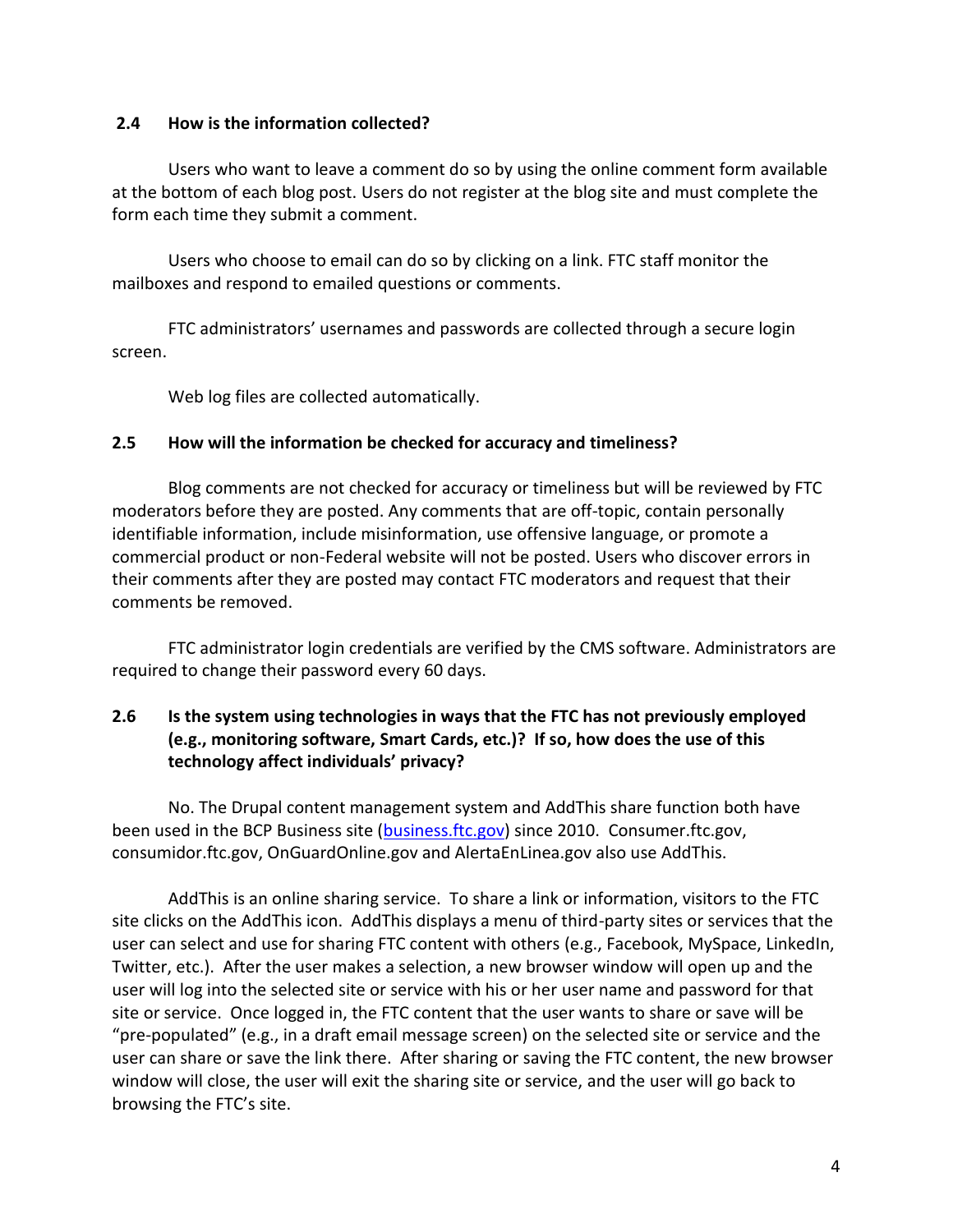### 2.4 How is the information collected?

Users who want to leave a comment do so by using the online comment form available at the bottom of each blog post. Users do not register at the blog site and must complete the form each time they submit a comment.

Users who choose to email can do so by clicking on a link. FTC staff monitor the mailboxes and respond to emailed questions or comments.

FTC administrators' usernames and passwords are collected through a secure login screen.

Web log files are collected automatically.

### 2.5 How will the information be checked for accuracy and timeliness?

Blog comments are not checked for accuracy or timeliness but will be reviewed by FTC moderators before they are posted. Any comments that are off-topic, contain personally identifiable information, include misinformation, use offensive language, or promote a commercial product or non-Federal website will not be posted. Users who discover errors in their comments after they are posted may contact FTC moderators and request that their comments be removed.

FTC administrator login credentials are verified by the CMS software. Administrators are required to change their password every 60 days.

### 2.6 Is the system using technologies in ways that the FTC has not previously employed (e.g., monitoring software, Smart Cards, etc.)? If so, how does the use of this technology affect individuals' privacy?

No. The Drupal content management system and AddThis share function both have been used in the BCP Business site (business.ftc.gov) since 2010. Consumer.ftc.gov, consumidor.ftc.gov, OnGuardOnline.gov and AlertaEnLinea.gov also use AddThis.

AddThis is an online sharing service. To share a link or information, visitors to the FTC site clicks on the AddThis icon. AddThis displays a menu of third-party sites or services that the user can select and use for sharing FTC content with others (e.g., Facebook, MySpace, LinkedIn, Twitter, etc.). After the user makes a selection, a new browser window will open up and the user will log into the selected site or service with his or her user name and password for that site or service. Once logged in, the FTC content that the user wants to share or save will be "pre-populated" (e.g., in a draft email message screen) on the selected site or service and the user can share or save the link there. After sharing or saving the FTC content, the new browser window will close, the user will exit the sharing site or service, and the user will go back to browsing the FTC's site.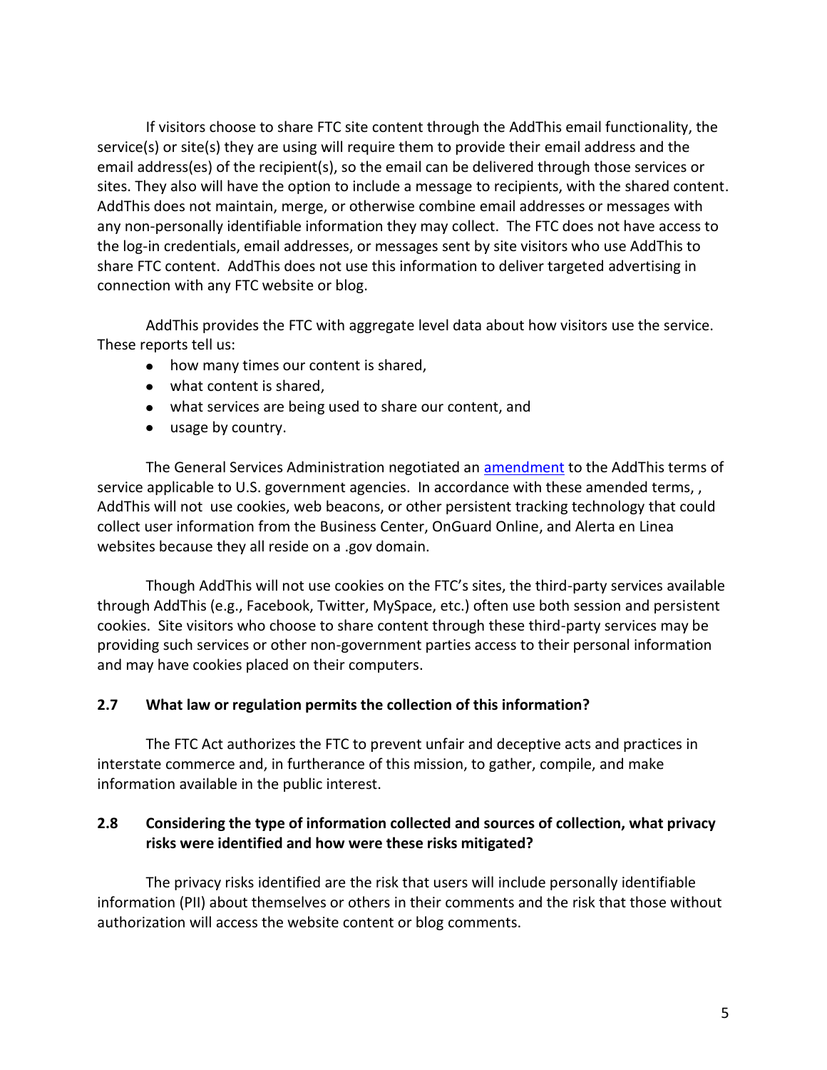If visitors choose to share FTC site content through the AddThis email functionality, the service(s) or site(s) they are using will require them to provide their email address and the email address(es) of the recipient(s), so the email can be delivered through those services or sites. They also will have the option to include a message to recipients, with the shared content. AddThis does not maintain, merge, or otherwise combine email addresses or messages with any non-personally identifiable information they may collect. The FTC does not have access to the log-in credentials, email addresses, or messages sent by site visitors who use AddThis to share FTC content. AddThis does not use this information to deliver targeted advertising in connection with any FTC website or blog.

AddThis provides the FTC with aggregate level data about how visitors use the service. These reports tell us:

- how many times our content is shared,
- what content is shared,
- what services are being used to share our content, and
- usage by country.

The General Services Administration negotiated an [amendment](amendment) to the AddThis terms of service applicable to U.S. government agencies. In accordance with these amended terms, , AddThis will not use cookies, web beacons, or other persistent tracking technology that could collect user information from the Business Center, OnGuard Online, and Alerta en Linea websites because they all reside on a .gov domain.

Though AddThis will not use cookies on the FTC's sites, the third-party services available through AddThis (e.g., Facebook, Twitter, MySpace, etc.) often use both session and persistent cookies. Site visitors who choose to share content through these third-party services may be providing such services or other non-government parties access to their personal information and may have cookies placed on their computers.

### 2.7 What law or regulation permits the collection of this information?

The FTC Act authorizes the FTC to prevent unfair and deceptive acts and practices in interstate commerce and, in furtherance of this mission, to gather, compile, and make information available in the public interest.

### 2.8 Considering the type of information collected and sources of collection, what privacy risks were identified and how were these risks mitigated?

The privacy risks identified are the risk that users will include personally identifiable information (PII) about themselves or others in their comments and the risk that those without authorization will access the website content or blog comments.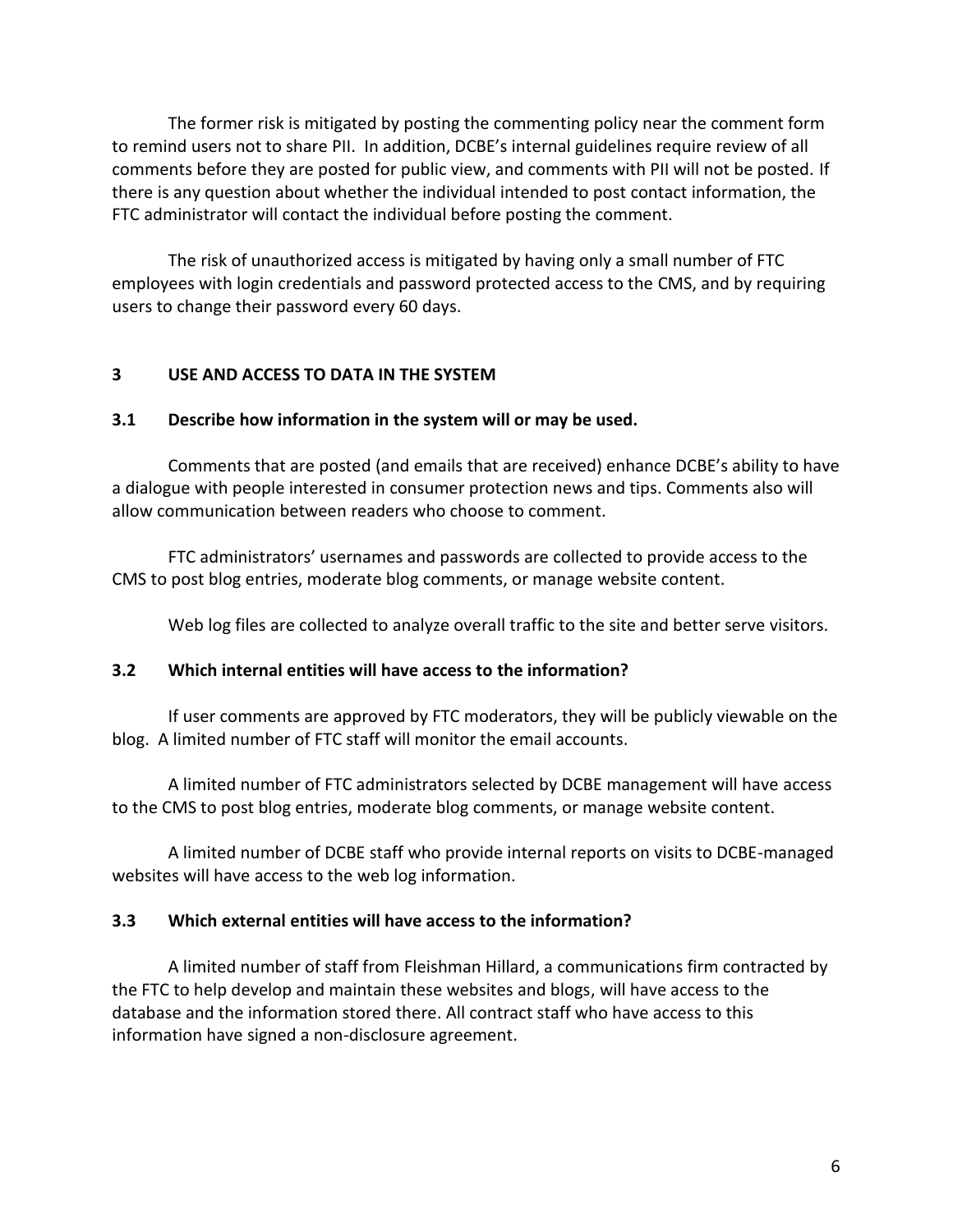The former risk is mitigated by posting the commenting policy near the comment form to remind users not to share PII. In addition, DCBE's internal guidelines require review of all comments before they are posted for public view, and comments with PII will not be posted. If there is any question about whether the individual intended to post contact information, the FTC administrator will contact the individual before posting the comment.

The risk of unauthorized access is mitigated by having only a small number of FTC employees with login credentials and password protected access to the CMS, and by requiring users to change their password every 60 days.

## 3 USE AND ACCESS TO DATA IN THE SYSTEM

### 3.1 Describe how information in the system will or may be used.

Comments that are posted (and emails that are received) enhance DCBE's ability to have a dialogue with people interested in consumer protection news and tips. Comments also will allow communication between readers who choose to comment.

FTC administrators' usernames and passwords are collected to provide access to the CMS to post blog entries, moderate blog comments, or manage website content.

Web log files are collected to analyze overall traffic to the site and better serve visitors.

### 3.2 Which internal entities will have access to the information?

If user comments are approved by FTC moderators, they will be publicly viewable on the blog. A limited number of FTC staff will monitor the email accounts.

A limited number of FTC administrators selected by DCBE management will have access to the CMS to post blog entries, moderate blog comments, or manage website content.

A limited number of DCBE staff who provide internal reports on visits to DCBE-managed websites will have access to the web log information.

### 3.3 Which external entities will have access to the information?

A limited number of staff from Fleishman Hillard, a communications firm contracted by the FTC to help develop and maintain these websites and blogs, will have access to the database and the information stored there. All contract staff who have access to this information have signed a non-disclosure agreement.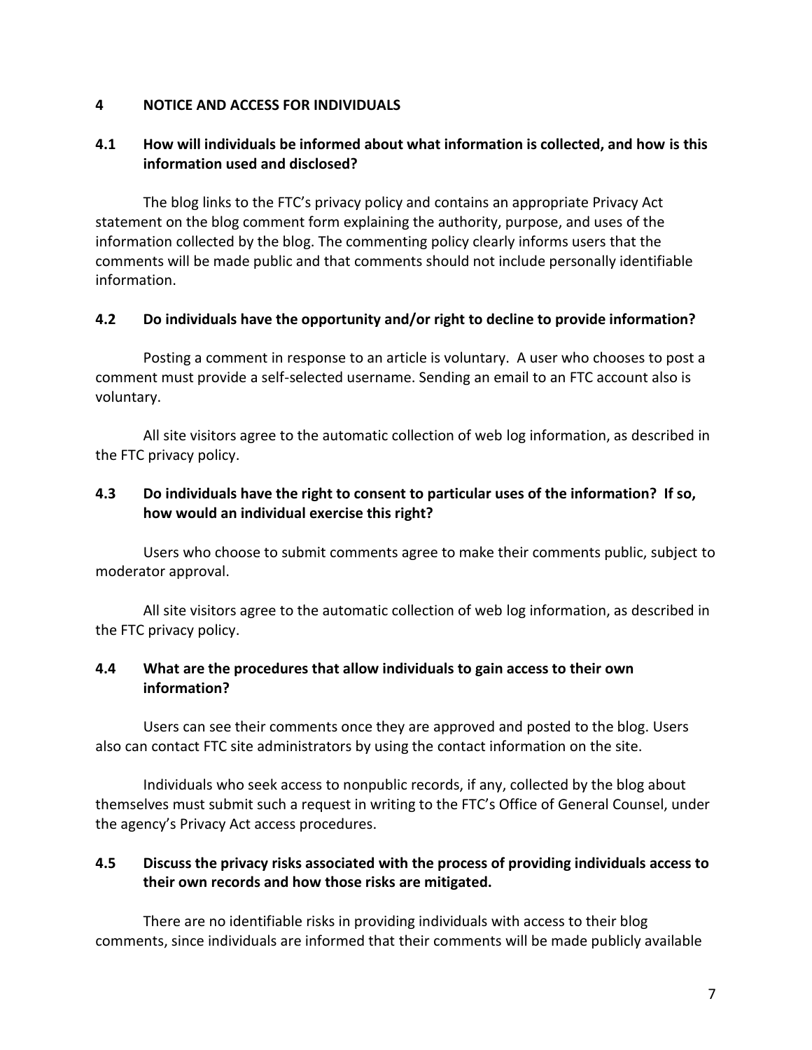## 4 NOTICE AND ACCESS FOR INDIVIDUALS

### 4.1 How will individuals be informed about what information is collected, and how is this information used and disclosed?

The blog links to the FTC's privacy policy and contains an appropriate Privacy Act statement on the blog comment form explaining the authority, purpose, and uses of the information collected by the blog. The commenting policy clearly informs users that the comments will be made public and that comments should not include personally identifiable information.

### 4.2 Do individuals have the opportunity and/or right to decline to provide information?

Posting a comment in response to an article is voluntary. A user who chooses to post a comment must provide a self-selected username. Sending an email to an FTC account also is voluntary.

All site visitors agree to the automatic collection of web log information, as described in the FTC privacy policy.

### 4.3 Do individuals have the right to consent to particular uses of the information? If so, how would an individual exercise this right?

Users who choose to submit comments agree to make their comments public, subject to moderator approval.

All site visitors agree to the automatic collection of web log information, as described in the FTC privacy policy.

### 4.4 What are the procedures that allow individuals to gain access to their own information?

Users can see their comments once they are approved and posted to the blog. Users also can contact FTC site administrators by using the contact information on the site.

Individuals who seek access to nonpublic records, if any, collected by the blog about themselves must submit such a request in writing to the FTC's Office of General Counsel, under the agency's Privacy Act access procedures.

### 4.5 Discuss the privacy risks associated with the process of providing individuals access to their own records and how those risks are mitigated.

There are no identifiable risks in providing individuals with access to their blog comments, since individuals are informed that their comments will be made publicly available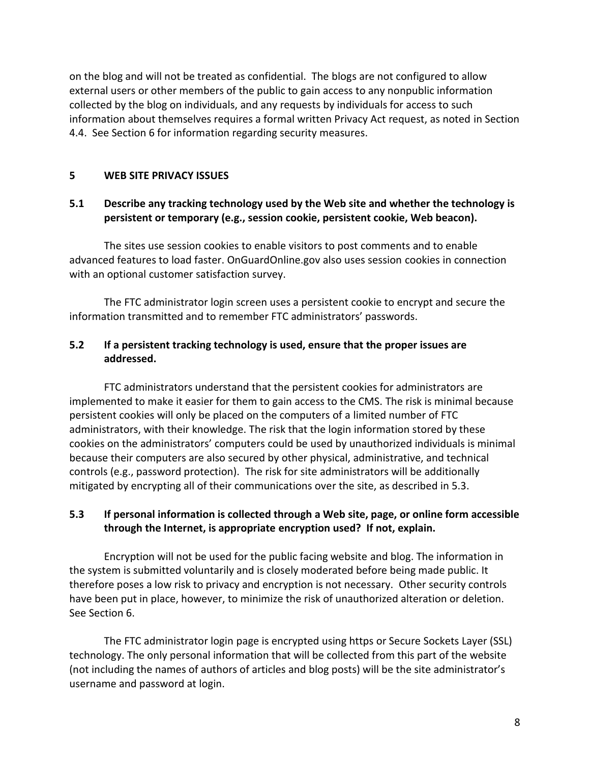on the blog and will not be treated as confidential. The blogs are not configured to allow external users or other members of the public to gain access to any nonpublic information collected by the blog on individuals, and any requests by individuals for access to such information about themselves requires a formal written Privacy Act request, as noted in Section 4.4. See Section 6 for information regarding security measures.

## 5 WEB SITE PRIVACY ISSUES

### 5.1 Describe any tracking technology used by the Web site and whether the technology is persistent or temporary (e.g., session cookie, persistent cookie, Web beacon).

The sites use session cookies to enable visitors to post comments and to enable advanced features to load faster. OnGuardOnline.gov also uses session cookies in connection with an optional customer satisfaction survey.

The FTC administrator login screen uses a persistent cookie to encrypt and secure the information transmitted and to remember FTC administrators' passwords.

### 5.2 If a persistent tracking technology is used, ensure that the proper issues are addressed.

FTC administrators understand that the persistent cookies for administrators are implemented to make it easier for them to gain access to the CMS. The risk is minimal because persistent cookies will only be placed on the computers of a limited number of FTC administrators, with their knowledge. The risk that the login information stored by these cookies on the administrators' computers could be used by unauthorized individuals is minimal because their computers are also secured by other physical, administrative, and technical controls (e.g., password protection). The risk for site administrators will be additionally mitigated by encrypting all of their communications over the site, as described in 5.3.

### 5.3 If personal information is collected through a Web site, page, or online form accessible through the Internet, is appropriate encryption used? If not, explain.

Encryption will not be used for the public facing website and blog. The information in the system is submitted voluntarily and is closely moderated before being made public. It therefore poses a low risk to privacy and encryption is not necessary. Other security controls have been put in place, however, to minimize the risk of unauthorized alteration or deletion. See Section 6.

The FTC administrator login page is encrypted using https or Secure Sockets Layer (SSL) technology. The only personal information that will be collected from this part of the website (not including the names of authors of articles and blog posts) will be the site administrator's username and password at login.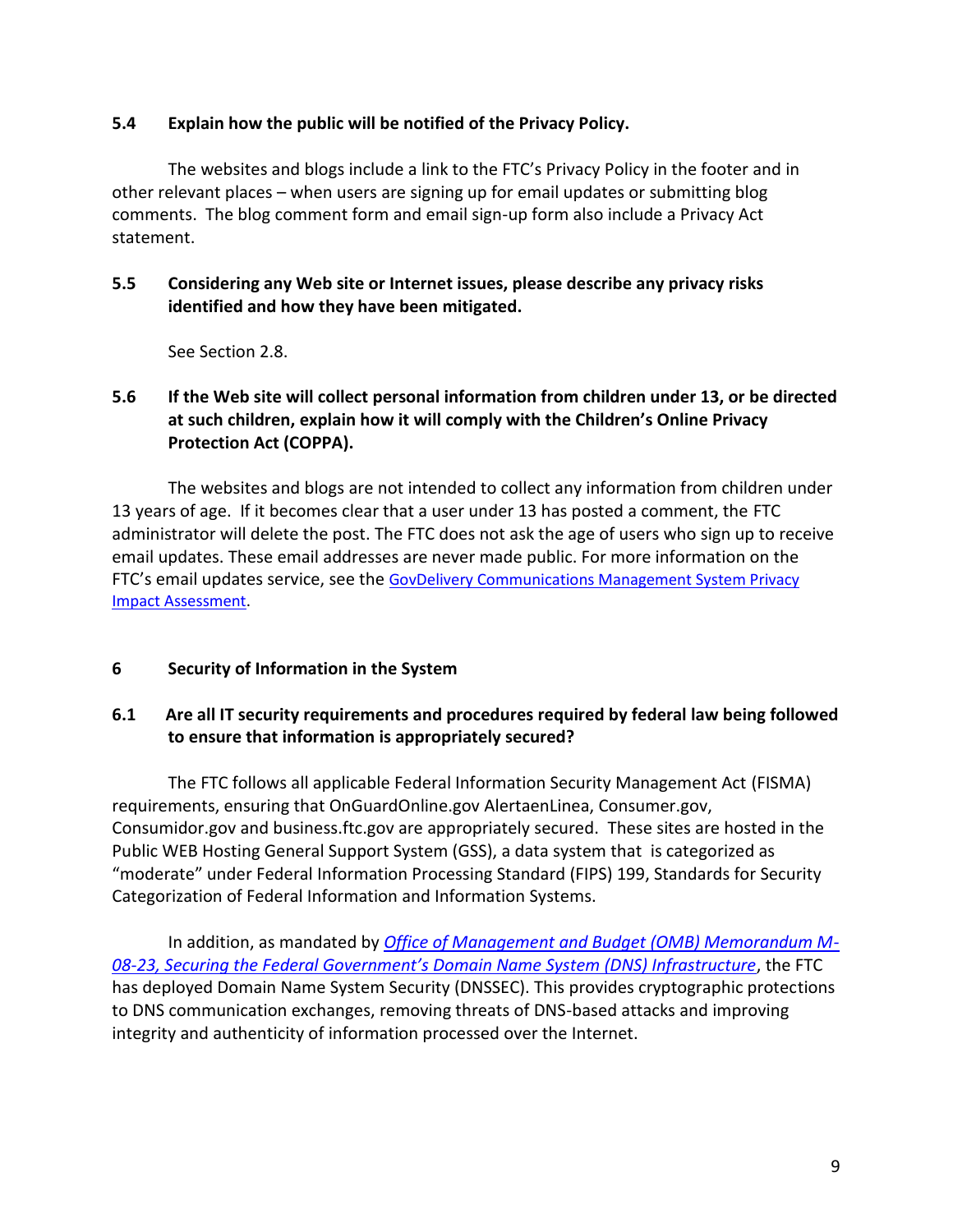### 5.4 Explain how the public will be notified of the Privacy Policy.

The websites and blogs include a link to the FTC's Privacy Policy in the footer and in other relevant places – when users are signing up for email updates or submitting blog comments. The blog comment form and email sign-up form also include a Privacy Act statement.

### 5.5 Considering any Web site or Internet issues, please describe any privacy risks identified and how they have been mitigated.

See Section 2.8.

### 5.6 If the Web site will collect personal information from children under 13, or be directed at such children, explain how it will comply with the Children's Online Privacy Protection Act (COPPA).

The websites and blogs are not intended to collect any information from children under 13 years of age. If it becomes clear that a user under 13 has posted a comment, the FTC administrator will delete the post. The FTC does not ask the age of users who sign up to receive email updates. These email addresses are never made public. For more information on the FTC's email updates service, see the GovDelivery Communications Management System Privacy Impact Assessment.

## 6 Security of Information in the System

### 6.1 Are all IT security requirements and procedures required by federal law being followed to ensure that information is appropriately secured?

The FTC follows all applicable Federal Information Security Management Act (FISMA) requirements, ensuring that OnGuardOnline.gov AlertaenLinea, Consumer.gov, Consumidor.gov and business.ftc.gov are appropriately secured. These sites are hosted in the Public WEB Hosting General Support System (GSS), a data system that is categorized as "moderate" under Federal Information Processing Standard (FIPS) 199, Standards for Security Categorization of Federal Information and Information Systems.

In addition, as mandated by *Office of Management and Budget (OMB) Memorandum M-08-23, Securing the Federal Government's Domain Name System (DNS) Infrastructure*, the FTC has deployed Domain Name System Security (DNSSEC). This provides cryptographic protections to DNS communication exchanges, removing threats of DNS-based attacks and improving integrity and authenticity of information processed over the Internet.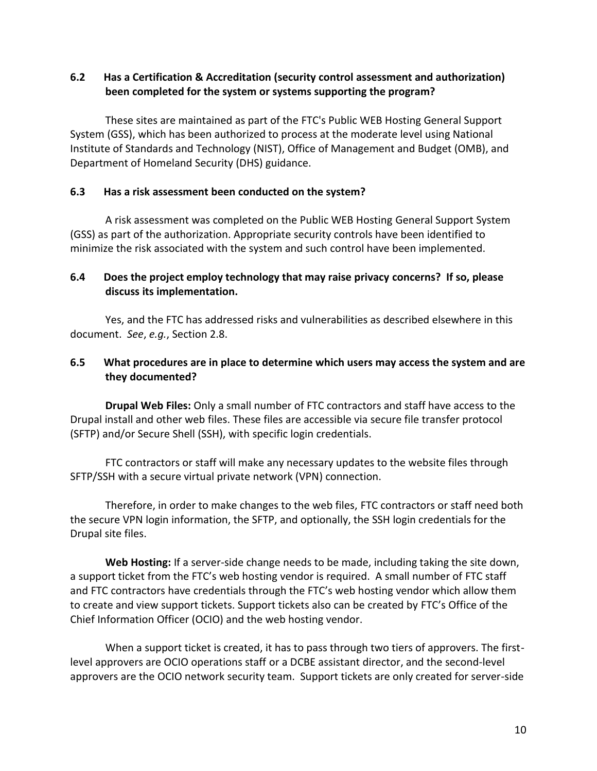### 6.2 Has a Certification & Accreditation (security control assessment and authorization) been completed for the system or systems supporting the program?

These sites are maintained as part of the FTC's Public WEB Hosting General Support System (GSS), which has been authorized to process at the moderate level using National Institute of Standards and Technology (NIST), Office of Management and Budget (OMB), and Department of Homeland Security (DHS) guidance.

### 6.3 Has a risk assessment been conducted on the system?

A risk assessment was completed on the Public WEB Hosting General Support System (GSS) as part of the authorization. Appropriate security controls have been identified to minimize the risk associated with the system and such control have been implemented.

### 6.4 Does the project employ technology that may raise privacy concerns? If so, please discuss its implementation.

Yes, and the FTC has addressed risks and vulnerabilities as described elsewhere in this document. *See*, *e.g.*, Section 2.8.

### 6.5 What procedures are in place to determine which users may access the system and are they documented?

**Drupal Web Files:** Only a small number of FTC contractors and staff have access to the Drupal install and other web files. These files are accessible via secure file transfer protocol (SFTP) and/or Secure Shell (SSH), with specific login credentials.

FTC contractors or staff will make any necessary updates to the website files through SFTP/SSH with a secure virtual private network (VPN) connection.

Therefore, in order to make changes to the web files, FTC contractors or staff need both the secure VPN login information, the SFTP, and optionally, the SSH login credentials for the Drupal site files.

**Web Hosting:** If a server-side change needs to be made, including taking the site down, a support ticket from the FTC's web hosting vendor is required. A small number of FTC staff and FTC contractors have credentials through the FTC's web hosting vendor which allow them to create and view support tickets. Support tickets also can be created by FTC's Office of the Chief Information Officer (OCIO) and the web hosting vendor.

When a support ticket is created, it has to pass through two tiers of approvers. The first-level approvers are OCIO operations staff or a DCBE assistant director, and the second-level approvers are the OCIO network security team. Support tickets are only created for server-side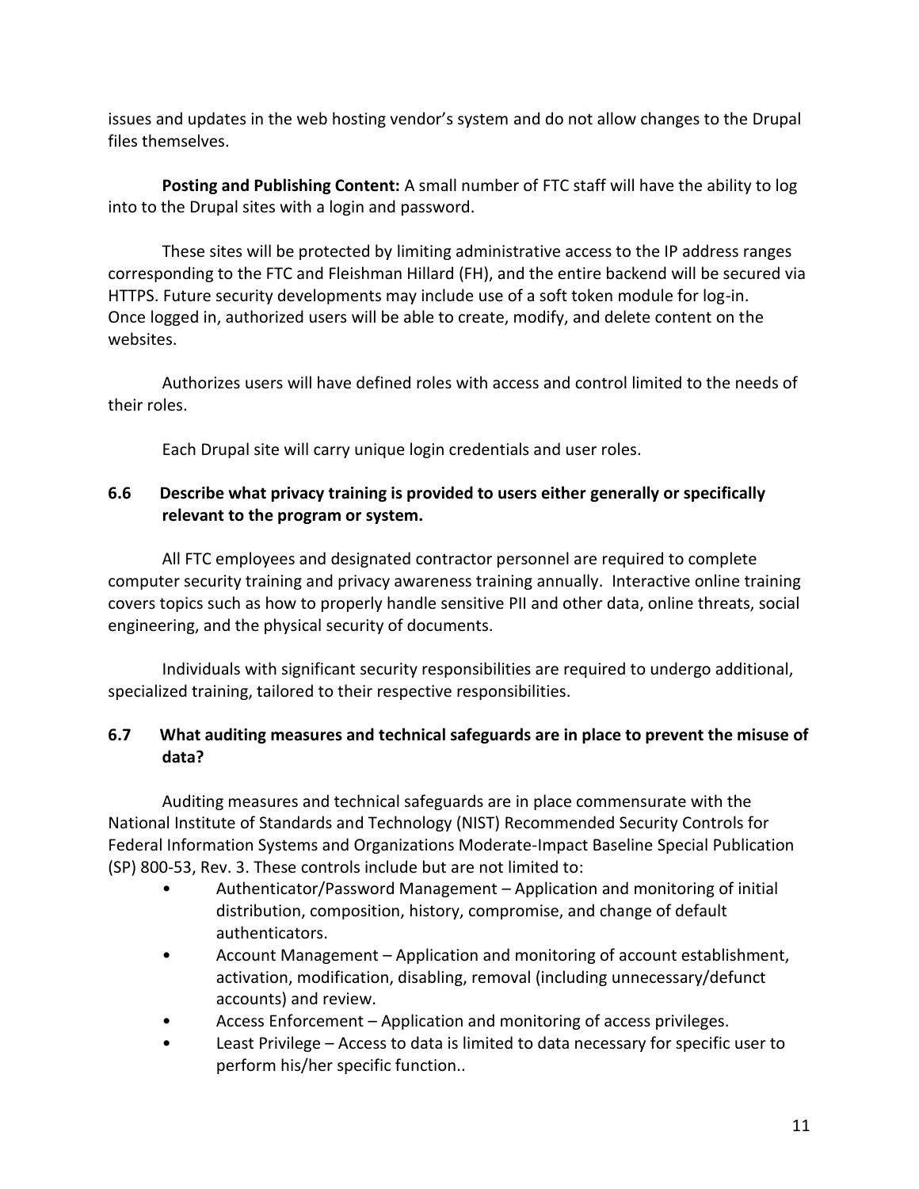issues and updates in the web hosting vendor's system and do not allow changes to the Drupal files themselves.

**Posting and Publishing Content:** A small number of FTC staff will have the ability to log into to the Drupal sites with a login and password.

These sites will be protected by limiting administrative access to the IP address ranges corresponding to the FTC and Fleishman Hillard (FH), and the entire backend will be secured via HTTPS. Future security developments may include use of a soft token module for log-in. Once logged in, authorized users will be able to create, modify, and delete content on the websites.

Authorizes users will have defined roles with access and control limited to the needs of their roles.

Each Drupal site will carry unique login credentials and user roles.

### 6.6 Describe what privacy training is provided to users either generally or specifically relevant to the program or system.

All FTC employees and designated contractor personnel are required to complete computer security training and privacy awareness training annually. Interactive online training covers topics such as how to properly handle sensitive PII and other data, online threats, social engineering, and the physical security of documents.

Individuals with significant security responsibilities are required to undergo additional, specialized training, tailored to their respective responsibilities.

### 6.7 What auditing measures and technical safeguards are in place to prevent the misuse of data?

Auditing measures and technical safeguards are in place commensurate with the National Institute of Standards and Technology (NIST) Recommended Security Controls for Federal Information Systems and Organizations Moderate-Impact Baseline Special Publication (SP) 800-53, Rev. 3. These controls include but are not limited to:

- Authenticator/Password Management – Application and monitoring of initial distribution, composition, history, compromise, and change of default authenticators.
- Account Management – Application and monitoring of account establishment, activation, modification, disabling, removal (including unnecessary/defunct accounts) and review.
- Access Enforcement – Application and monitoring of access privileges.
- Least Privilege – Access to data is limited to data necessary for specific user to perform his/her specific function..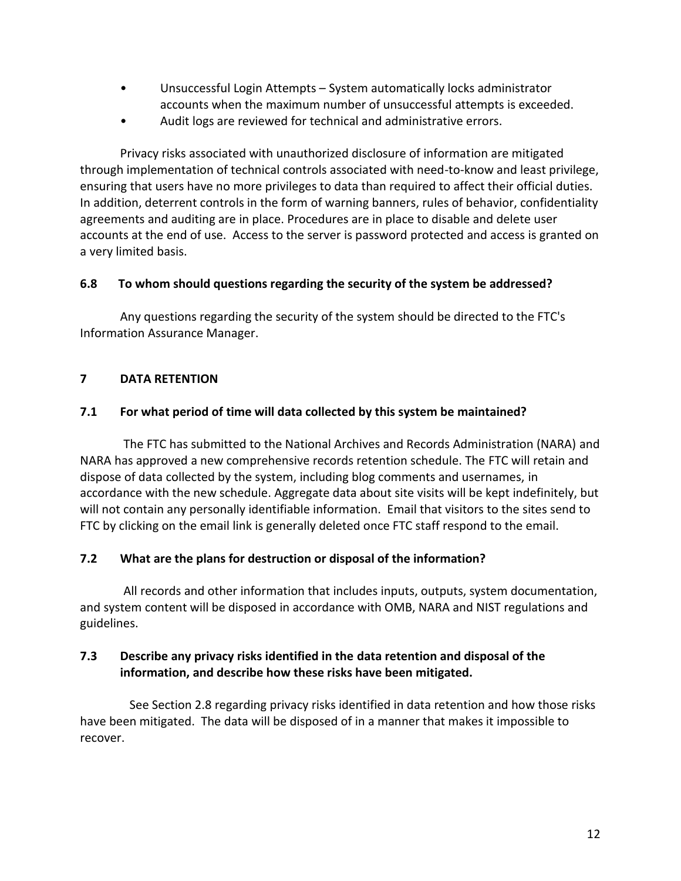- Unsuccessful Login Attempts – System automatically locks administrator accounts when the maximum number of unsuccessful attempts is exceeded.
- Audit logs are reviewed for technical and administrative errors.

Privacy risks associated with unauthorized disclosure of information are mitigated through implementation of technical controls associated with need-to-know and least privilege, ensuring that users have no more privileges to data than required to affect their official duties. In addition, deterrent controls in the form of warning banners, rules of behavior, confidentiality agreements and auditing are in place. Procedures are in place to disable and delete user accounts at the end of use. Access to the server is password protected and access is granted on a very limited basis.

### 6.8 To whom should questions regarding the security of the system be addressed?

Any questions regarding the security of the system should be directed to the FTC's Information Assurance Manager.

## 7 DATA RETENTION

### 7.1 For what period of time will data collected by this system be maintained?

The FTC has submitted to the National Archives and Records Administration (NARA) and NARA has approved a new comprehensive records retention schedule. The FTC will retain and dispose of data collected by the system, including blog comments and usernames, in accordance with the new schedule. Aggregate data about site visits will be kept indefinitely, but will not contain any personally identifiable information. Email that visitors to the sites send to FTC by clicking on the email link is generally deleted once FTC staff respond to the email.

### 7.2 What are the plans for destruction or disposal of the information?

All records and other information that includes inputs, outputs, system documentation, and system content will be disposed in accordance with OMB, NARA and NIST regulations and guidelines.

### 7.3 Describe any privacy risks identified in the data retention and disposal of the information, and describe how these risks have been mitigated.

See Section 2.8 regarding privacy risks identified in data retention and how those risks have been mitigated. The data will be disposed of in a manner that makes it impossible to recover.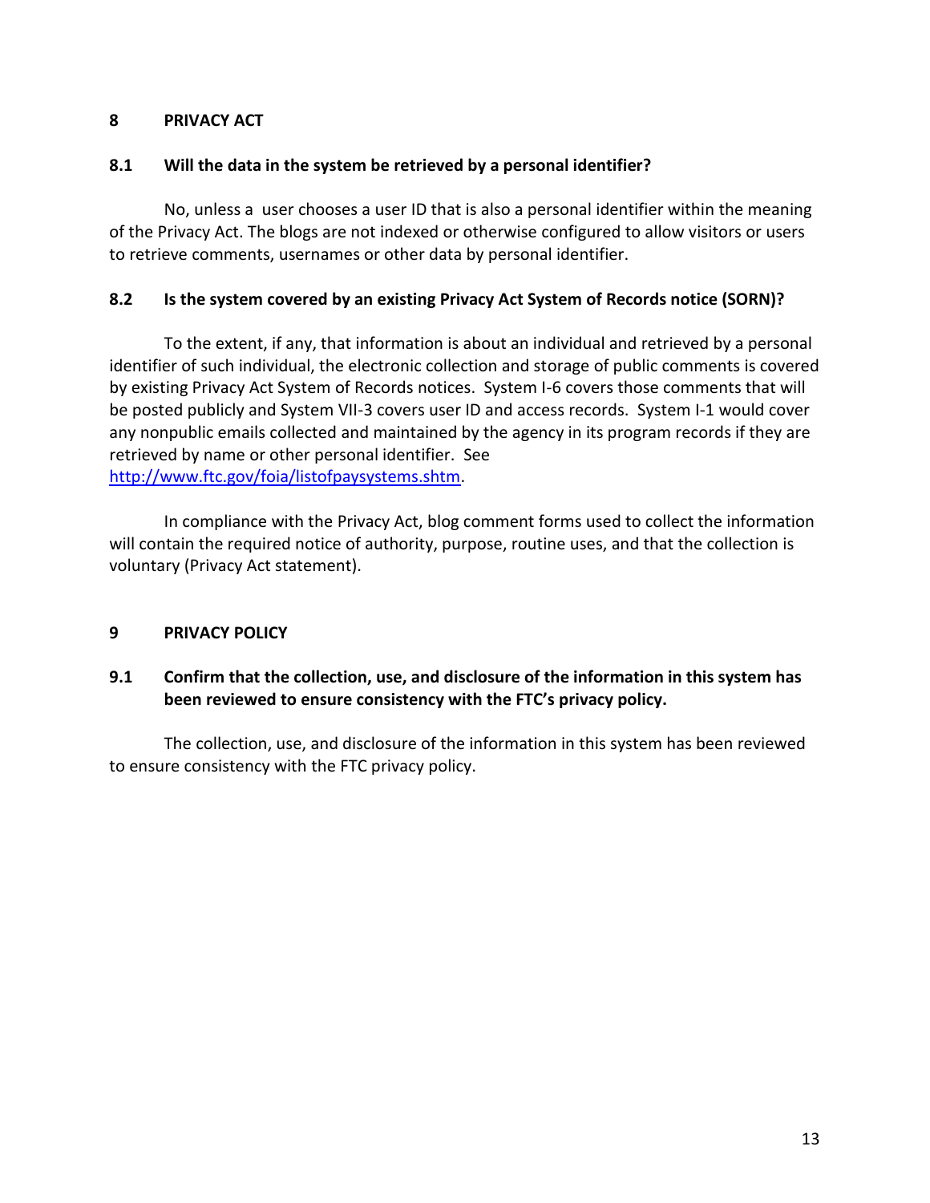## 8 PRIVACY ACT

### 8.1 Will the data in the system be retrieved by a personal identifier?

No, unless a user chooses a user ID that is also a personal identifier within the meaning of the Privacy Act. The blogs are not indexed or otherwise configured to allow visitors or users to retrieve comments, usernames or other data by personal identifier.

### 8.2 Is the system covered by an existing Privacy Act System of Records notice (SORN)?

To the extent, if any, that information is about an individual and retrieved by a personal identifier of such individual, the electronic collection and storage of public comments is covered by existing Privacy Act System of Records notices. System I-6 covers those comments that will be posted publicly and System VII-3 covers user ID and access records. System I-1 would cover any nonpublic emails collected and maintained by the agency in its program records if they are retrieved by name or other personal identifier. See [http://www.ftc.gov/foia/listofpaysystems.shtm](http://www.ftc.gov/foia/listofpaysystems.shtm).

In compliance with the Privacy Act, blog comment forms used to collect the information will contain the required notice of authority, purpose, routine uses, and that the collection is voluntary (Privacy Act statement).

## 9 PRIVACY POLICY

### 9.1 Confirm that the collection, use, and disclosure of the information in this system has been reviewed to ensure consistency with the FTC's privacy policy.

The collection, use, and disclosure of the information in this system has been reviewed to ensure consistency with the FTC privacy policy.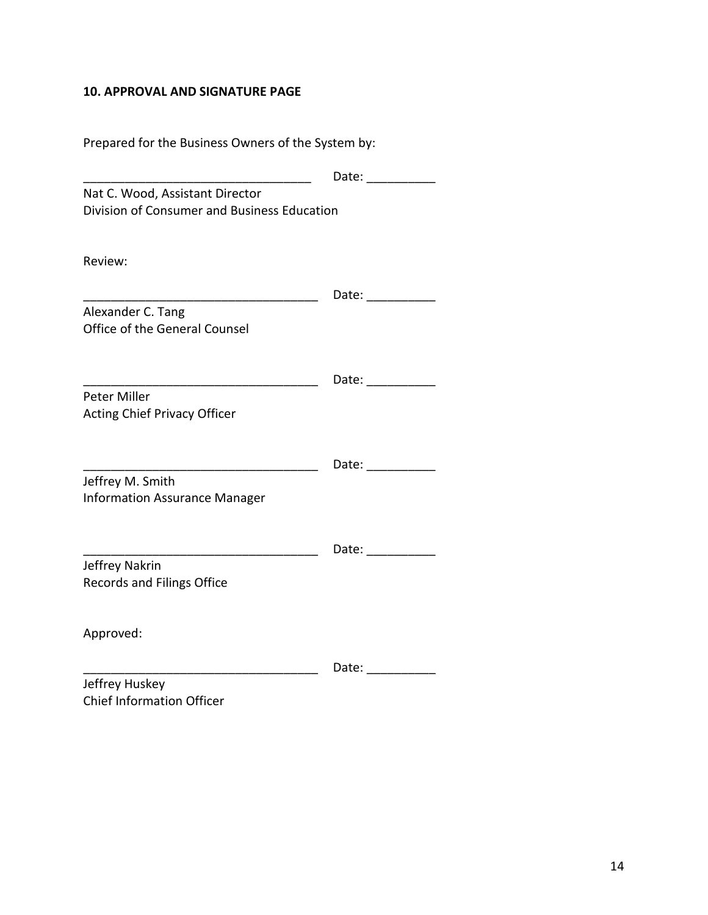### 10. APPROVAL AND SIGNATURE PAGE

Prepared for the Business Owners of the System by:

_________________________________ Date: __________

Nat C. Wood, Assistant Director
Division of Consumer and Business Education

Review:

__________________________________ Date: __________

Alexander C. Tang
Office of the General Counsel

__________________________________ Date: __________

Peter Miller
Acting Chief Privacy Officer

__________________________________ Date: __________

Jeffrey M. Smith
Information Assurance Manager

__________________________________ Date: __________

Jeffrey Nakrin
Records and Filings Office

Approved:

__________________________________ Date: __________

Jeffrey Huskey
Chief Information Officer